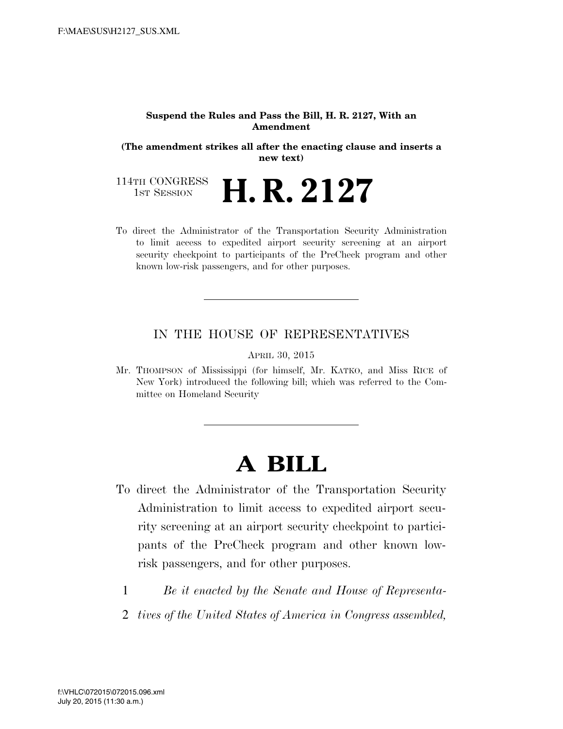**Suspend the Rules and Pass the Bill, H. R. 2127, With an Amendment**

**(The amendment strikes all after the enacting clause and inserts a new text)**

114TH CONGRESS
1ST SESSION

# H. R. 2127

To direct the Administrator of the Transportation Security Administration to limit access to expedited airport security screening at an airport security checkpoint to participants of the PreCheck program and other known low-risk passengers, and for other purposes.

---

IN THE HOUSE OF REPRESENTATIVES

APRIL 30, 2015

Mr. THOMPSON of Mississippi (for himself, Mr. KATKO, and Miss RICE of New York) introduced the following bill; which was referred to the Committee on Homeland Security

---

# A BILL

To direct the Administrator of the Transportation Security Administration to limit access to expedited airport security screening at an airport security checkpoint to participants of the PreCheck program and other known low-risk passengers, and for other purposes.

1 *Be it enacted by the Senate and House of Representa-*

2 *tives of the United States of America in Congress assembled,*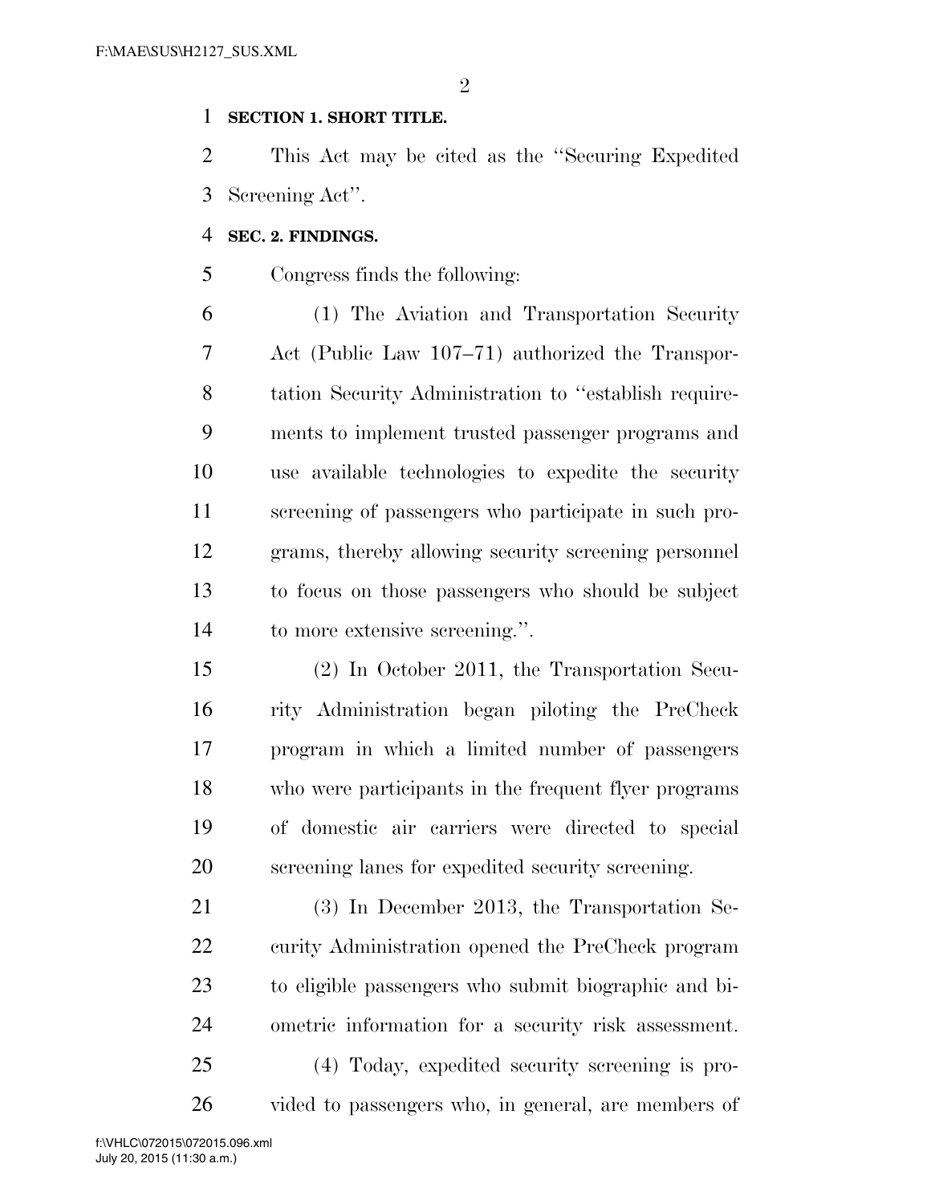**SECTION 1. SHORT TITLE.**

This Act may be cited as the "Securing Expedited Screening Act".

**SEC. 2. FINDINGS.**

Congress finds the following:

(1) The Aviation and Transportation Security Act (Public Law 107–71) authorized the Transportation Security Administration to "establish requirements to implement trusted passenger programs and use available technologies to expedite the security screening of passengers who participate in such programs, thereby allowing security screening personnel to focus on those passengers who should be subject to more extensive screening.".

(2) In October 2011, the Transportation Security Administration began piloting the PreCheck program in which a limited number of passengers who were participants in the frequent flyer programs of domestic air carriers were directed to special screening lanes for expedited security screening.

(3) In December 2013, the Transportation Security Administration opened the PreCheck program to eligible passengers who submit biographic and biometric information for a security risk assessment.

(4) Today, expedited security screening is provided to passengers who, in general, are members of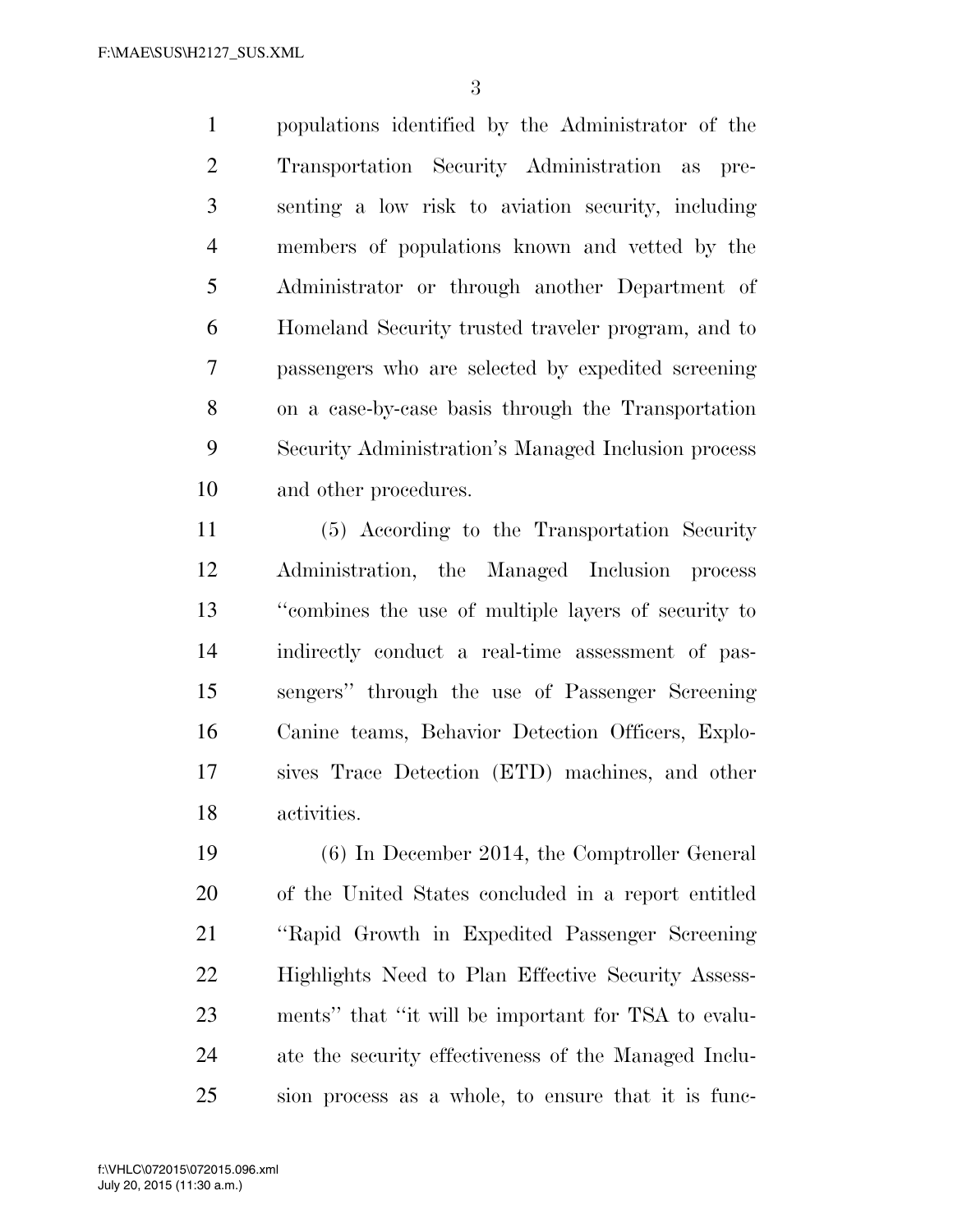populations identified by the Administrator of the Transportation Security Administration as presenting a low risk to aviation security, including members of populations known and vetted by the Administrator or through another Department of Homeland Security trusted traveler program, and to passengers who are selected by expedited screening on a case-by-case basis through the Transportation Security Administration's Managed Inclusion process and other procedures.

(5) According to the Transportation Security Administration, the Managed Inclusion process "combines the use of multiple layers of security to indirectly conduct a real-time assessment of passengers" through the use of Passenger Screening Canine teams, Behavior Detection Officers, Explosives Trace Detection (ETD) machines, and other activities.

(6) In December 2014, the Comptroller General of the United States concluded in a report entitled "Rapid Growth in Expedited Passenger Screening Highlights Need to Plan Effective Security Assessments" that "it will be important for TSA to evaluate the security effectiveness of the Managed Inclusion process as a whole, to ensure that it is func-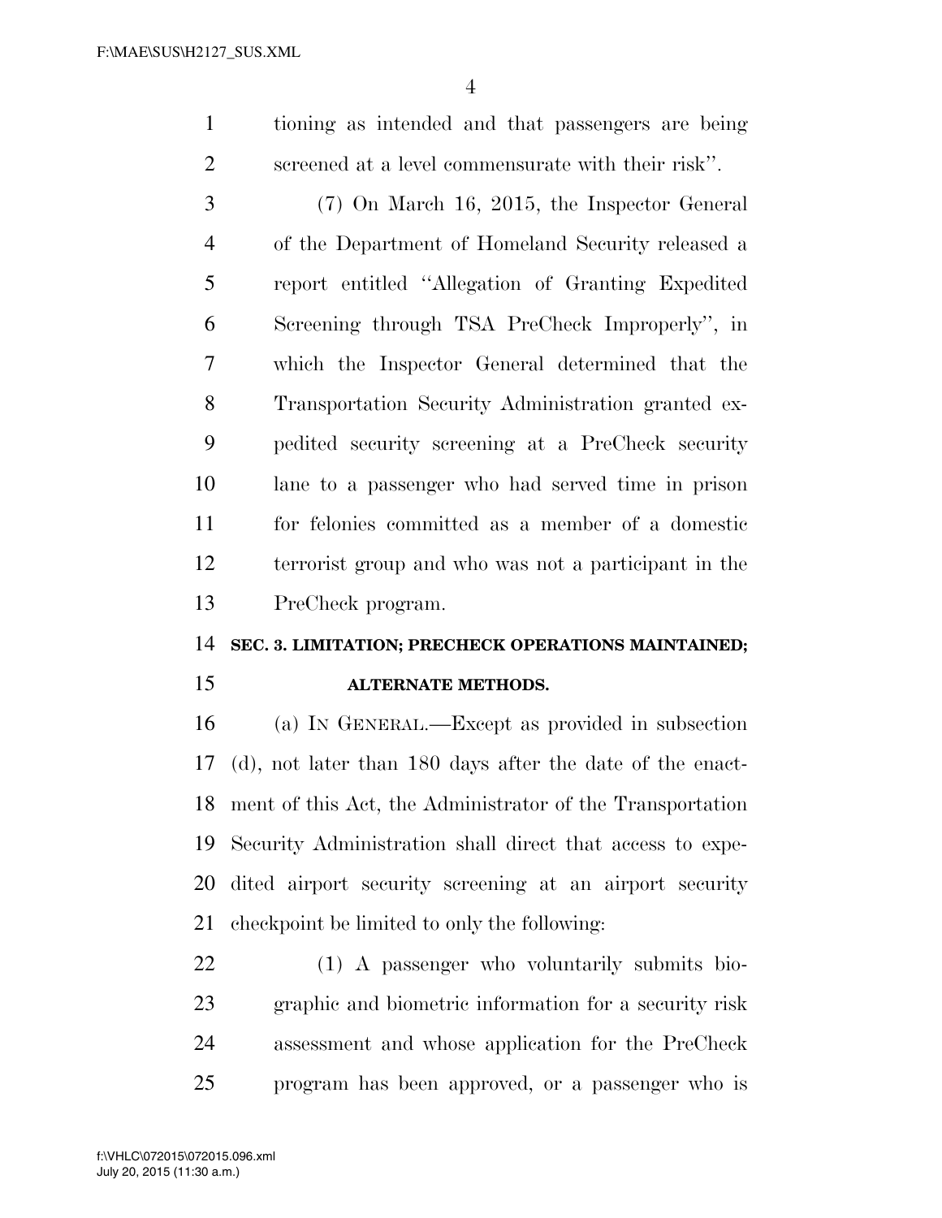tioning as intended and that passengers are being screened at a level commensurate with their risk''.

(7) On March 16, 2015, the Inspector General of the Department of Homeland Security released a report entitled ''Allegation of Granting Expedited Screening through TSA PreCheck Improperly'', in which the Inspector General determined that the Transportation Security Administration granted expedited security screening at a PreCheck security lane to a passenger who had served time in prison for felonies committed as a member of a domestic terrorist group and who was not a participant in the PreCheck program.

**SEC. 3. LIMITATION; PRECHECK OPERATIONS MAINTAINED; ALTERNATE METHODS.**

(a) IN GENERAL.—Except as provided in subsection (d), not later than 180 days after the date of the enactment of this Act, the Administrator of the Transportation Security Administration shall direct that access to expedited airport security screening at an airport security checkpoint be limited to only the following:

(1) A passenger who voluntarily submits biographic and biometric information for a security risk assessment and whose application for the PreCheck program has been approved, or a passenger who is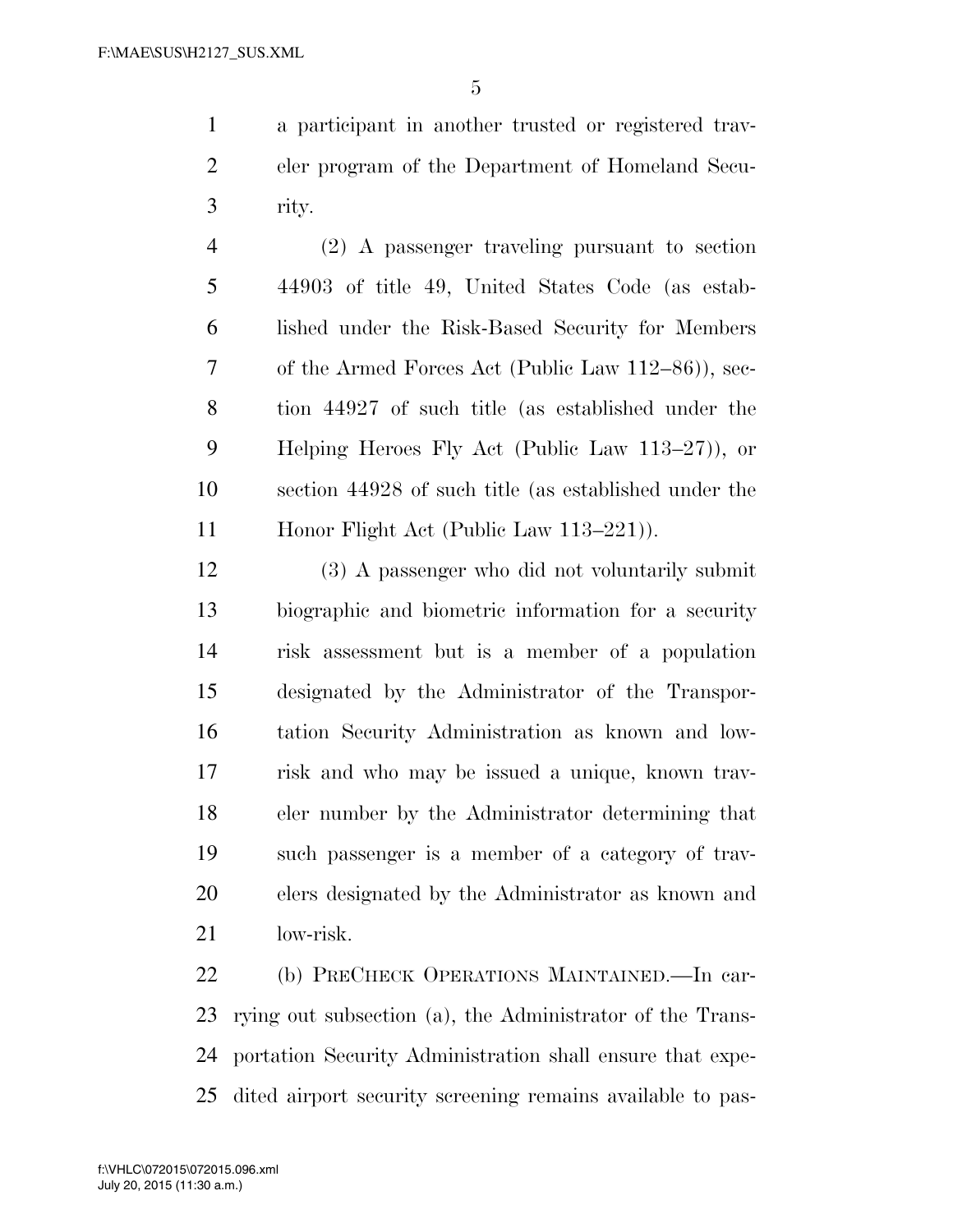a participant in another trusted or registered traveler program of the Department of Homeland Security.

(2) A passenger traveling pursuant to section 44903 of title 49, United States Code (as established under the Risk-Based Security for Members of the Armed Forces Act (Public Law 112–86)), section 44927 of such title (as established under the Helping Heroes Fly Act (Public Law 113–27)), or section 44928 of such title (as established under the Honor Flight Act (Public Law 113–221)).

(3) A passenger who did not voluntarily submit biographic and biometric information for a security risk assessment but is a member of a population designated by the Administrator of the Transportation Security Administration as known and low-risk and who may be issued a unique, known traveler number by the Administrator determining that such passenger is a member of a category of travelers designated by the Administrator as known and low-risk.

(b) PRECHECK OPERATIONS MAINTAINED.—In carrying out subsection (a), the Administrator of the Transportation Security Administration shall ensure that expedited airport security screening remains available to pas-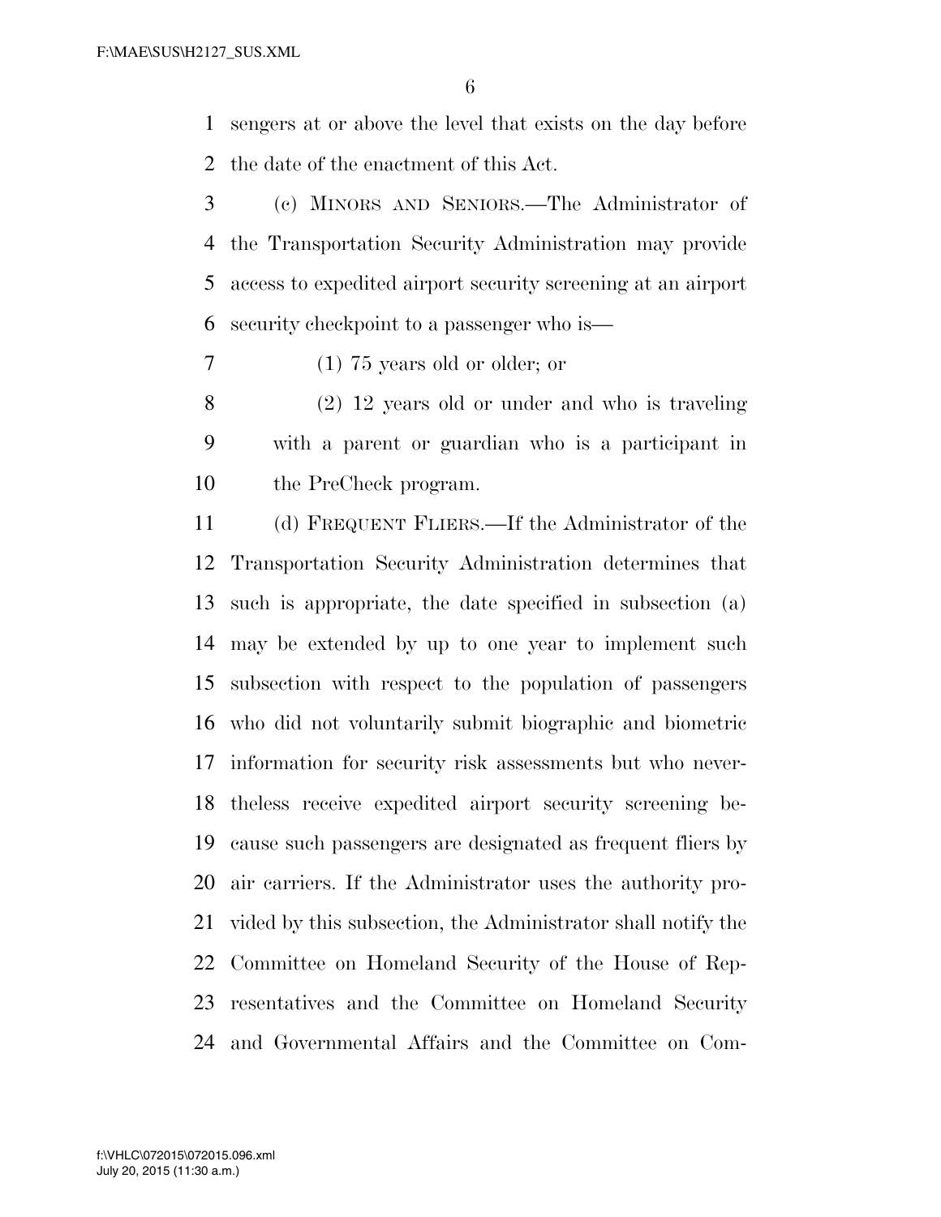sengers at or above the level that exists on the day before the date of the enactment of this Act.

(c) MINORS AND SENIORS.—The Administrator of the Transportation Security Administration may provide access to expedited airport security screening at an airport security checkpoint to a passenger who is—

(1) 75 years old or older; or

(2) 12 years old or under and who is traveling with a parent or guardian who is a participant in the PreCheck program.

(d) FREQUENT FLIERS.—If the Administrator of the Transportation Security Administration determines that such is appropriate, the date specified in subsection (a) may be extended by up to one year to implement such subsection with respect to the population of passengers who did not voluntarily submit biographic and biometric information for security risk assessments but who nevertheless receive expedited airport security screening because such passengers are designated as frequent fliers by air carriers. If the Administrator uses the authority provided by this subsection, the Administrator shall notify the Committee on Homeland Security of the House of Representatives and the Committee on Homeland Security and Governmental Affairs and the Committee on Com-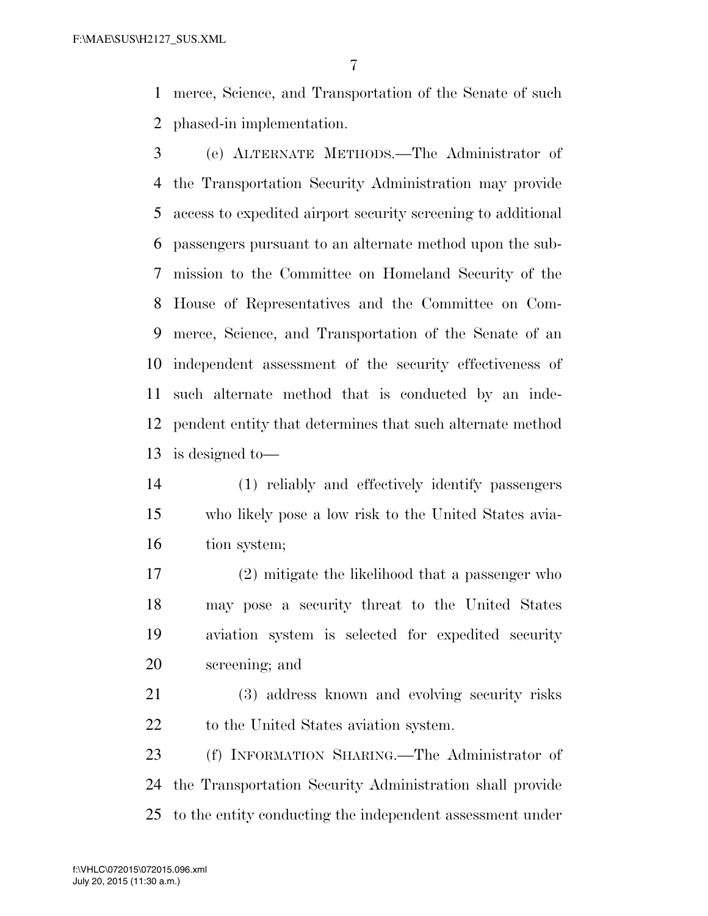merce, Science, and Transportation of the Senate of such phased-in implementation.

(e) ALTERNATE METHODS.—The Administrator of the Transportation Security Administration may provide access to expedited airport security screening to additional passengers pursuant to an alternate method upon the submission to the Committee on Homeland Security of the House of Representatives and the Committee on Commerce, Science, and Transportation of the Senate of an independent assessment of the security effectiveness of such alternate method that is conducted by an independent entity that determines that such alternate method is designed to—

(1) reliably and effectively identify passengers who likely pose a low risk to the United States aviation system;

(2) mitigate the likelihood that a passenger who may pose a security threat to the United States aviation system is selected for expedited security screening; and

(3) address known and evolving security risks to the United States aviation system.

(f) INFORMATION SHARING.—The Administrator of the Transportation Security Administration shall provide to the entity conducting the independent assessment under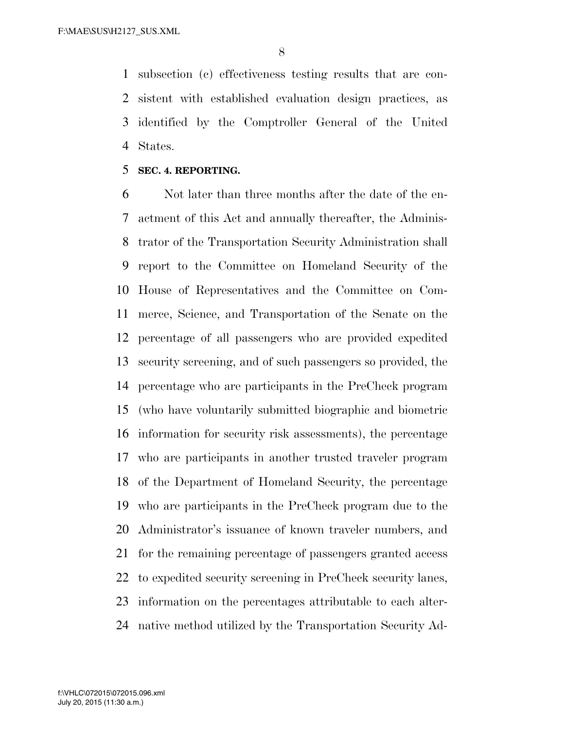subsection (c) effectiveness testing results that are consistent with established evaluation design practices, as identified by the Comptroller General of the United States.

**SEC. 4. REPORTING.**

Not later than three months after the date of the enactment of this Act and annually thereafter, the Administrator of the Transportation Security Administration shall report to the Committee on Homeland Security of the House of Representatives and the Committee on Commerce, Science, and Transportation of the Senate on the percentage of all passengers who are provided expedited security screening, and of such passengers so provided, the percentage who are participants in the PreCheck program (who have voluntarily submitted biographic and biometric information for security risk assessments), the percentage who are participants in another trusted traveler program of the Department of Homeland Security, the percentage who are participants in the PreCheck program due to the Administrator's issuance of known traveler numbers, and for the remaining percentage of passengers granted access to expedited security screening in PreCheck security lanes, information on the percentages attributable to each alternative method utilized by the Transportation Security Ad-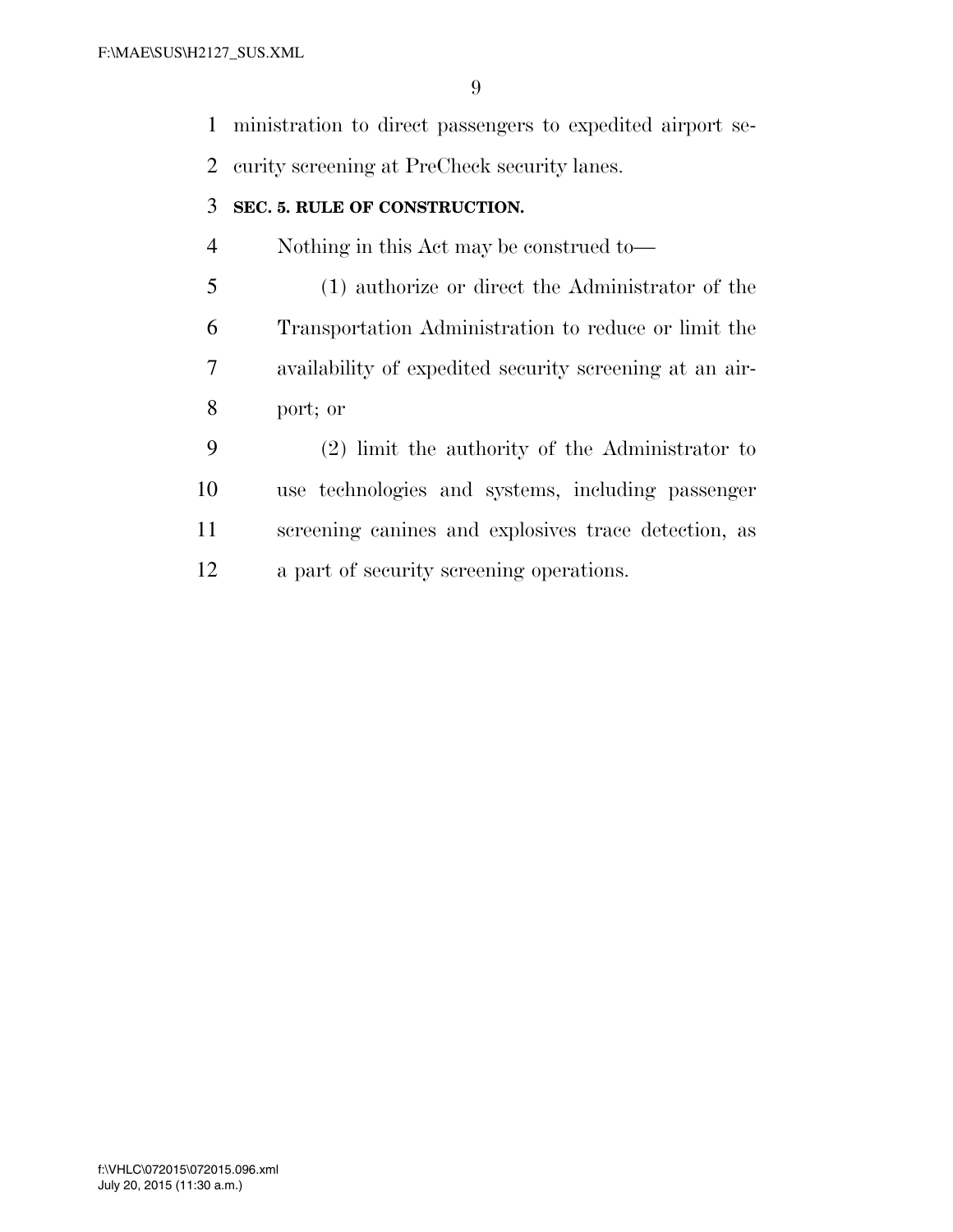ministration to direct passengers to expedited airport security screening at PreCheck security lanes.

**SEC. 5. RULE OF CONSTRUCTION.**

Nothing in this Act may be construed to—

(1) authorize or direct the Administrator of the Transportation Administration to reduce or limit the availability of expedited security screening at an airport; or

(2) limit the authority of the Administrator to use technologies and systems, including passenger screening canines and explosives trace detection, as a part of security screening operations.